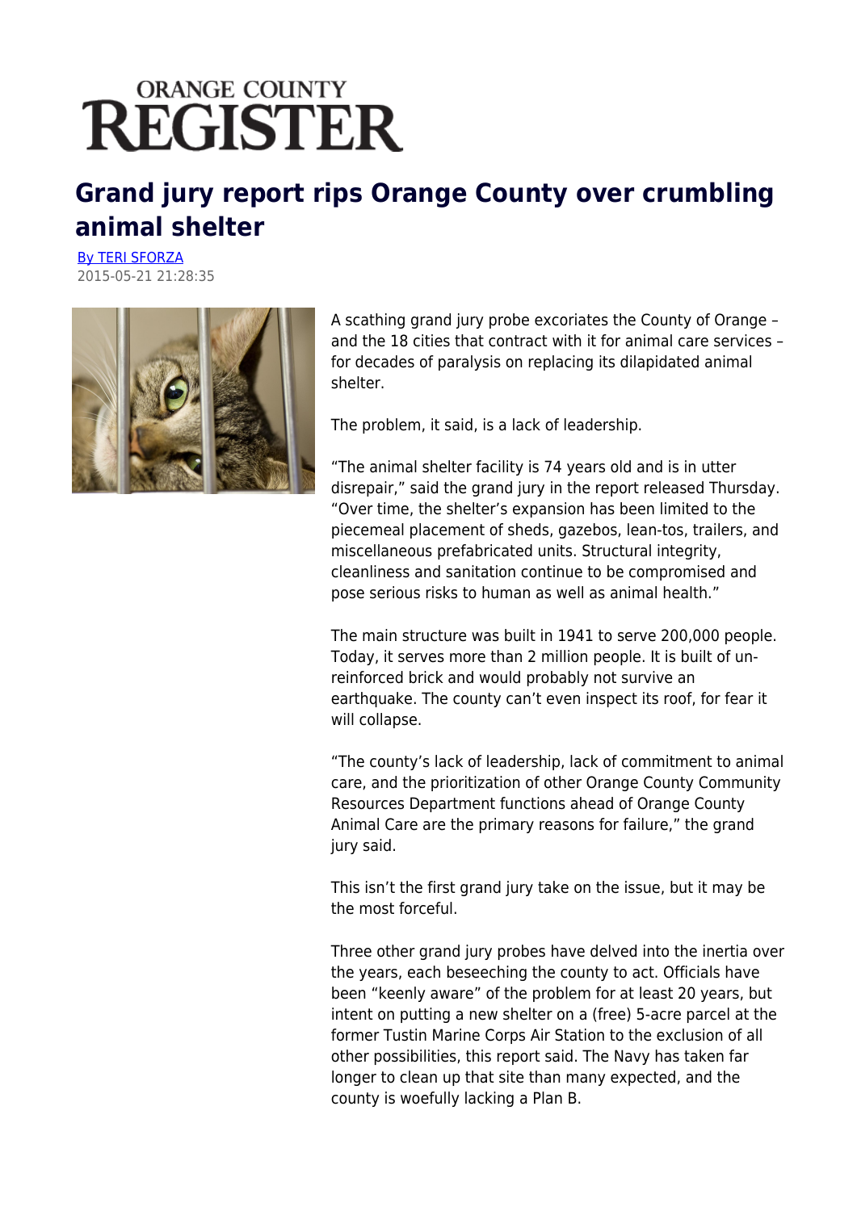ORANGE COUNTY
REGISTER

# Grand jury report rips Orange County over crumbling animal shelter

By TERI SFORZA
2015-05-21 21:28:35

A scathing grand jury probe excoriates the County of Orange – and the 18 cities that contract with it for animal care services – for decades of paralysis on replacing its dilapidated animal shelter.

The problem, it said, is a lack of leadership.

"The animal shelter facility is 74 years old and is in utter disrepair," said the grand jury in the report released Thursday. "Over time, the shelter's expansion has been limited to the piecemeal placement of sheds, gazebos, lean-tos, trailers, and miscellaneous prefabricated units. Structural integrity, cleanliness and sanitation continue to be compromised and pose serious risks to human as well as animal health."

The main structure was built in 1941 to serve 200,000 people. Today, it serves more than 2 million people. It is built of un-reinforced brick and would probably not survive an earthquake. The county can't even inspect its roof, for fear it will collapse.

"The county's lack of leadership, lack of commitment to animal care, and the prioritization of other Orange County Community Resources Department functions ahead of Orange County Animal Care are the primary reasons for failure," the grand jury said.

This isn't the first grand jury take on the issue, but it may be the most forceful.

Three other grand jury probes have delved into the inertia over the years, each beseeching the county to act. Officials have been "keenly aware" of the problem for at least 20 years, but intent on putting a new shelter on a (free) 5-acre parcel at the former Tustin Marine Corps Air Station to the exclusion of all other possibilities, this report said. The Navy has taken far longer to clean up that site than many expected, and the county is woefully lacking a Plan B.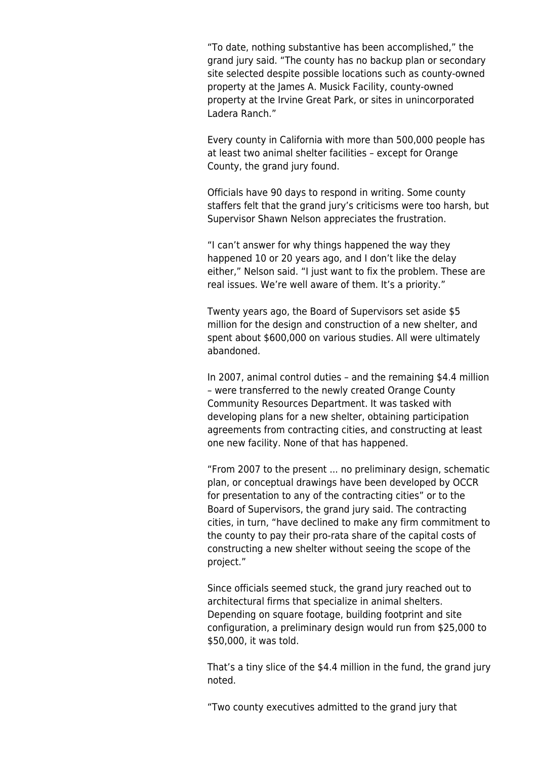“To date, nothing substantive has been accomplished,” the grand jury said. “The county has no backup plan or secondary site selected despite possible locations such as county-owned property at the James A. Musick Facility, county-owned property at the Irvine Great Park, or sites in unincorporated Ladera Ranch.”

Every county in California with more than 500,000 people has at least two animal shelter facilities – except for Orange County, the grand jury found.

Officials have 90 days to respond in writing. Some county staffers felt that the grand jury’s criticisms were too harsh, but Supervisor Shawn Nelson appreciates the frustration.

“I can’t answer for why things happened the way they happened 10 or 20 years ago, and I don’t like the delay either,” Nelson said. “I just want to fix the problem. These are real issues. We’re well aware of them. It’s a priority.”

Twenty years ago, the Board of Supervisors set aside $5 million for the design and construction of a new shelter, and spent about $600,000 on various studies. All were ultimately abandoned.

In 2007, animal control duties – and the remaining $4.4 million – were transferred to the newly created Orange County Community Resources Department. It was tasked with developing plans for a new shelter, obtaining participation agreements from contracting cities, and constructing at least one new facility. None of that has happened.

“From 2007 to the present … no preliminary design, schematic plan, or conceptual drawings have been developed by OCCR for presentation to any of the contracting cities” or to the Board of Supervisors, the grand jury said. The contracting cities, in turn, “have declined to make any firm commitment to the county to pay their pro-rata share of the capital costs of constructing a new shelter without seeing the scope of the project.”

Since officials seemed stuck, the grand jury reached out to architectural firms that specialize in animal shelters. Depending on square footage, building footprint and site configuration, a preliminary design would run from $25,000 to $50,000, it was told.

That’s a tiny slice of the $4.4 million in the fund, the grand jury noted.

“Two county executives admitted to the grand jury that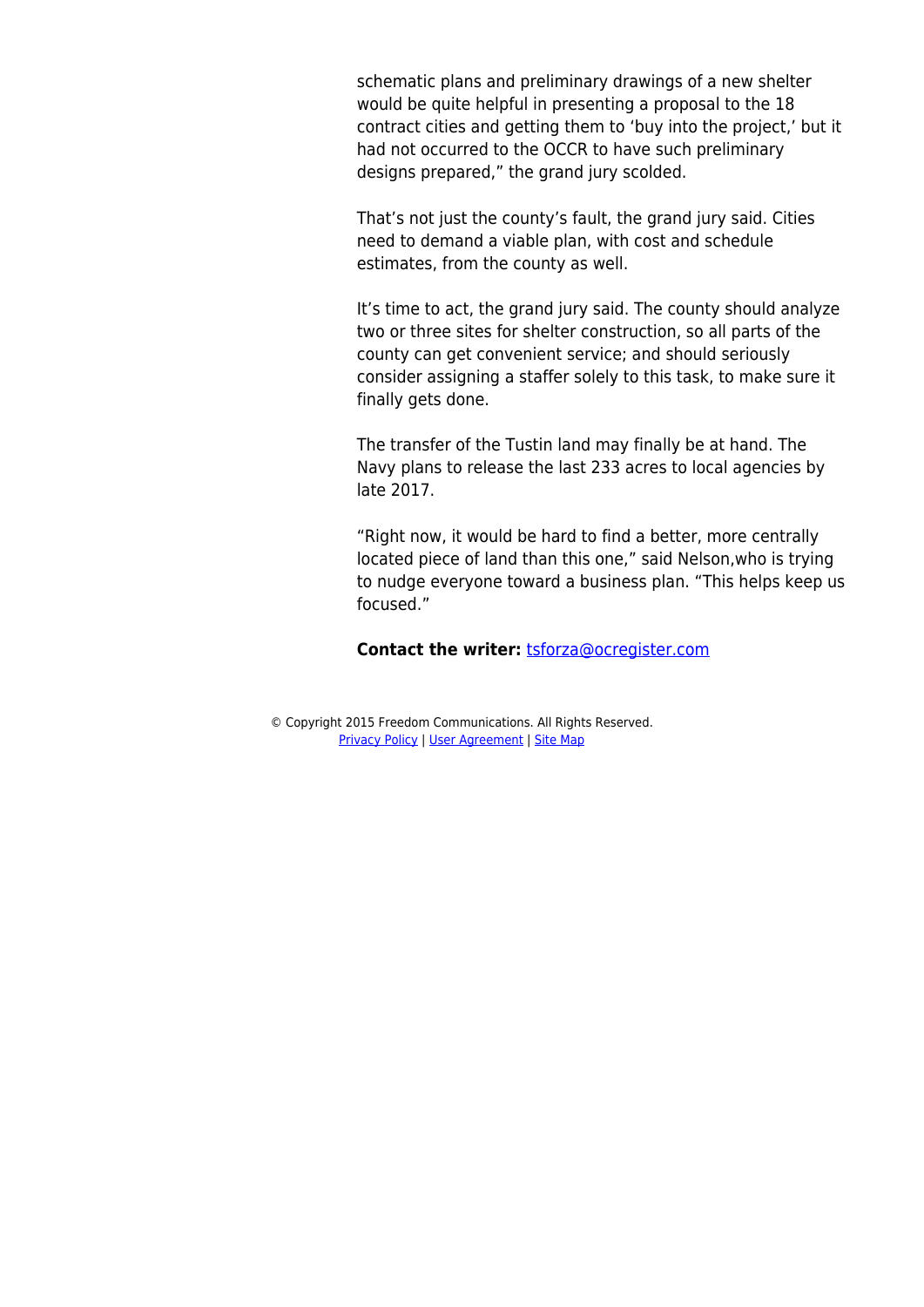schematic plans and preliminary drawings of a new shelter would be quite helpful in presenting a proposal to the 18 contract cities and getting them to 'buy into the project,' but it had not occurred to the OCCR to have such preliminary designs prepared," the grand jury scolded.

That's not just the county's fault, the grand jury said. Cities need to demand a viable plan, with cost and schedule estimates, from the county as well.

It's time to act, the grand jury said. The county should analyze two or three sites for shelter construction, so all parts of the county can get convenient service; and should seriously consider assigning a staffer solely to this task, to make sure it finally gets done.

The transfer of the Tustin land may finally be at hand. The Navy plans to release the last 233 acres to local agencies by late 2017.

"Right now, it would be hard to find a better, more centrally located piece of land than this one," said Nelson,who is trying to nudge everyone toward a business plan. "This helps keep us focused."

**Contact the writer:** tsforza@ocregister.com

© Copyright 2015 Freedom Communications. All Rights Reserved.
Privacy Policy | User Agreement | Site Map